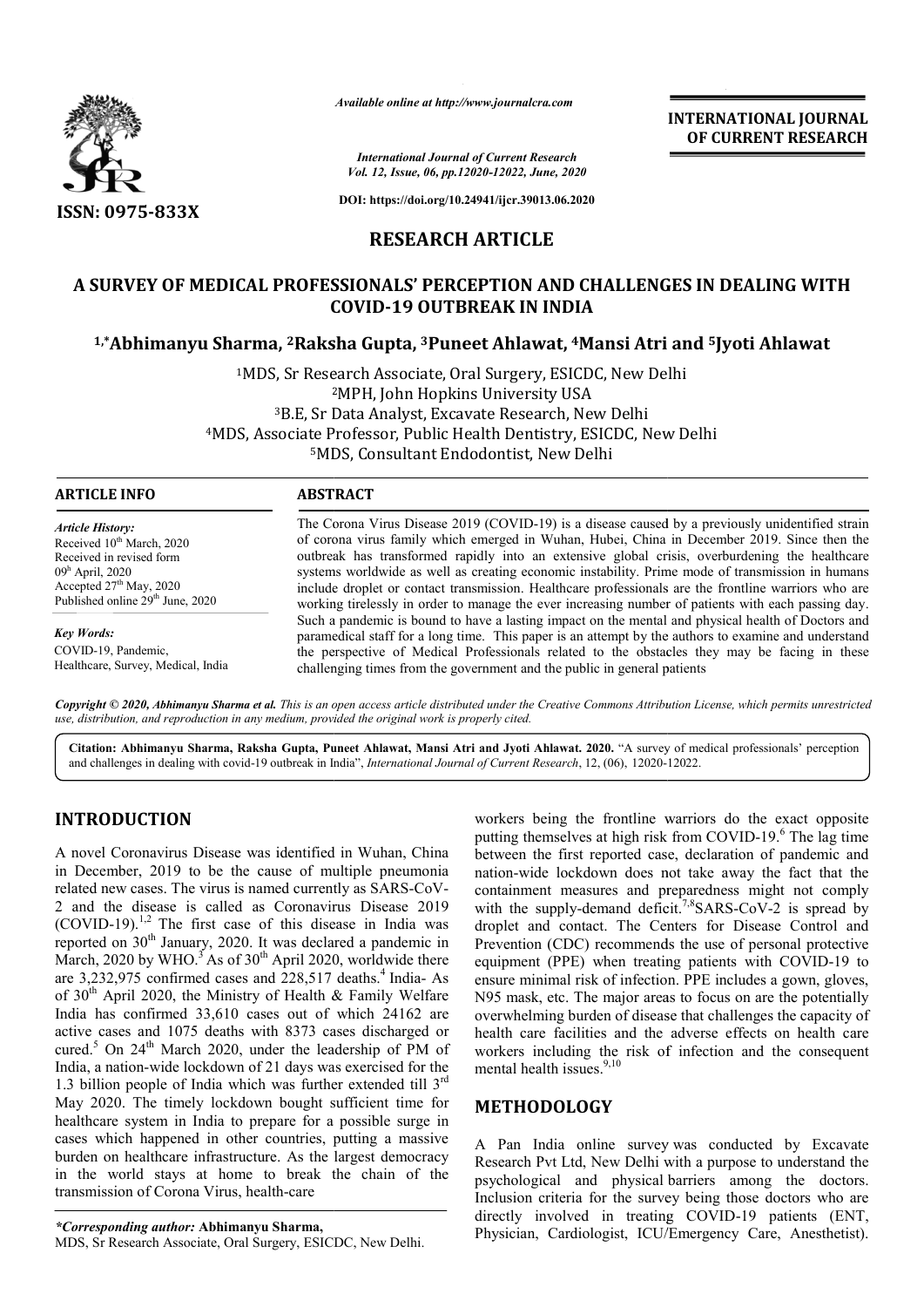*Available online at http://www.journalcra.com*

*International Journal of Current Research*
*Vol. 12, Issue, 06, pp.12020-12022, June, 2020*

**DOI: https://doi.org/10.24941/ijcr.39013.06.2020**

ISSN: 0975-833X

**INTERNATIONAL JOURNAL OF CURRENT RESEARCH**

**RESEARCH ARTICLE**

# A SURVEY OF MEDICAL PROFESSIONALS' PERCEPTION AND CHALLENGES IN DEALING WITH COVID-19 OUTBREAK IN INDIA

**[1,*]Abhimanyu Sharma, [2]Raksha Gupta, [3]Puneet Ahlawat, [4]Mansi Atri and [5]Jyoti Ahlawat**

[1]MDS, Sr Research Associate, Oral Surgery, ESICDC, New Delhi
[2]MPH, John Hopkins University USA
[3]B.E, Sr Data Analyst, Excavate Research, New Delhi
[4]MDS, Associate Professor, Public Health Dentistry, ESICDC, New Delhi
[5]MDS, Consultant Endodontist, New Delhi

**ARTICLE INFO**

*Article History:*
Received 10th March, 2020
Received in revised form
09th April, 2020
Accepted 27th May, 2020
Published online 29th June, 2020

*Key Words:*
COVID-19, Pandemic,
Healthcare, Survey, Medical, India

**ABSTRACT**

The Corona Virus Disease 2019 (COVID-19) is a disease caused by a previously unidentified strain of corona virus family which emerged in Wuhan, Hubei, China in December 2019. Since then the outbreak has transformed rapidly into an extensive global crisis, overburdening the healthcare systems worldwide as well as creating economic instability. Prime mode of transmission in humans include droplet or contact transmission. Healthcare professionals are the frontline warriors who are working tirelessly in order to manage the ever increasing number of patients with each passing day. Such a pandemic is bound to have a lasting impact on the mental and physical health of Doctors and paramedical staff for a long time. This paper is an attempt by the authors to examine and understand the perspective of Medical Professionals related to the obstacles they may be facing in these challenging times from the government and the public in general patients

***Copyright © 2020, Abhimanyu Sharma et al.*** *This is an open access article distributed under the Creative Commons Attribution License, which permits unrestricted use, distribution, and reproduction in any medium, provided the original work is properly cited.*

**Citation: Abhimanyu Sharma, Raksha Gupta, Puneet Ahlawat, Mansi Atri and Jyoti Ahlawat. 2020.** "A survey of medical professionals' perception and challenges in dealing with covid-19 outbreak in India", *International Journal of Current Research*, 12, (06), 12020-12022.

## INTRODUCTION

A novel Coronavirus Disease was identified in Wuhan, China in December, 2019 to be the cause of multiple pneumonia related new cases. The virus is named currently as SARS-CoV-2 and the disease is called as Coronavirus Disease 2019 (COVID-19).[1,2] The first case of this disease in India was reported on 30th January, 2020. It was declared a pandemic in March, 2020 by WHO.[3] As of 30th April 2020, worldwide there are 3,232,975 confirmed cases and 228,517 deaths.[4] India- As of 30th April 2020, the Ministry of Health & Family Welfare India has confirmed 33,610 cases out of which 24162 are active cases and 1075 deaths with 8373 cases discharged or cured.[5] On 24th March 2020, under the leadership of PM of India, a nation-wide lockdown of 21 days was exercised for the 1.3 billion people of India which was further extended till 3rd May 2020. The timely lockdown bought sufficient time for healthcare system in India to prepare for a possible surge in cases which happened in other countries, putting a massive burden on healthcare infrastructure. As the largest democracy in the world stays at home to break the chain of the transmission of Corona Virus, health-care workers being the frontline warriors do the exact opposite putting themselves at high risk from COVID-19.[6] The lag time between the first reported case, declaration of pandemic and nation-wide lockdown does not take away the fact that the containment measures and preparedness might not comply with the supply-demand deficit.[7,8]SARS-CoV-2 is spread by droplet and contact. The Centers for Disease Control and Prevention (CDC) recommends the use of personal protective equipment (PPE) when treating patients with COVID-19 to ensure minimal risk of infection. PPE includes a gown, gloves, N95 mask, etc. The major areas to focus on are the potentially overwhelming burden of disease that challenges the capacity of health care facilities and the adverse effects on health care workers including the risk of infection and the consequent mental health issues.[9,10]

## METHODOLOGY

A Pan India online survey was conducted by Excavate Research Pvt Ltd, New Delhi with a purpose to understand the psychological and physical barriers among the doctors. Inclusion criteria for the survey being those doctors who are directly involved in treating COVID-19 patients (ENT, Physician, Cardiologist, ICU/Emergency Care, Anesthetist).

***Corresponding author:*** **Abhimanyu Sharma,**
MDS, Sr Research Associate, Oral Surgery, ESICDC, New Delhi.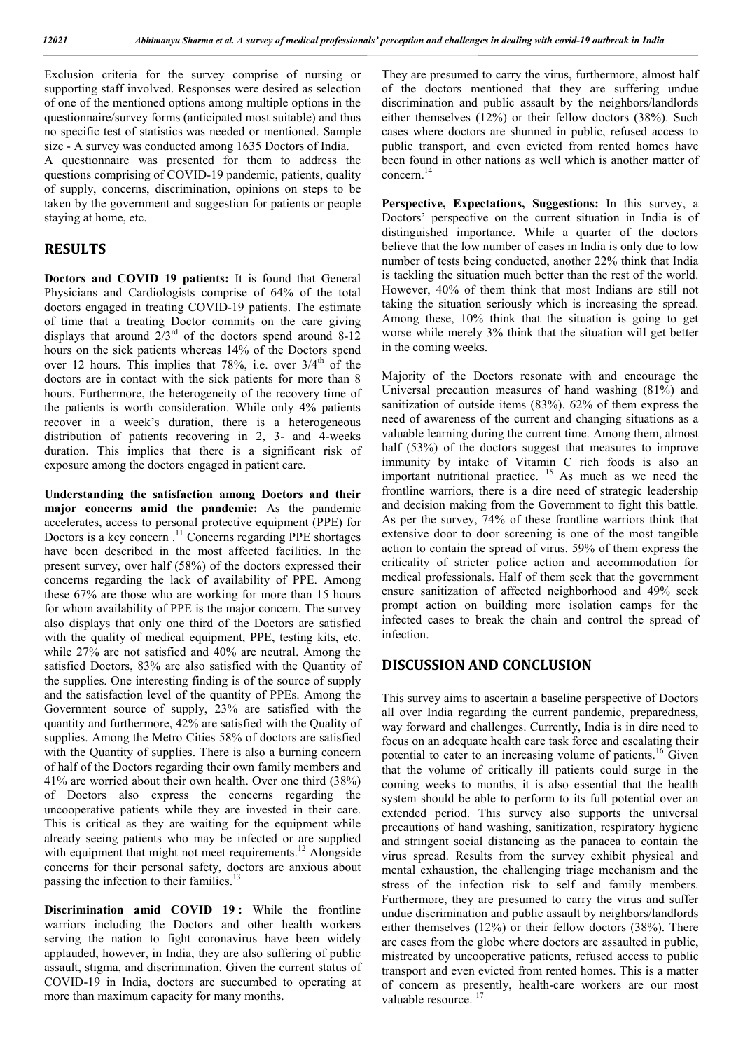Exclusion criteria for the survey comprise of nursing or supporting staff involved. Responses were desired as selection of one of the mentioned options among multiple options in the questionnaire/survey forms (anticipated most suitable) and thus no specific test of statistics was needed or mentioned. Sample size - A survey was conducted among 1635 Doctors of India.

A questionnaire was presented for them to address the questions comprising of COVID-19 pandemic, patients, quality of supply, concerns, discrimination, opinions on steps to be taken by the government and suggestion for patients or people staying at home, etc.

## RESULTS

**Doctors and COVID 19 patients:** It is found that General Physicians and Cardiologists comprise of 64% of the total doctors engaged in treating COVID-19 patients. The estimate of time that a treating Doctor commits on the care giving displays that around 2/3rd of the doctors spend around 8-12 hours on the sick patients whereas 14% of the Doctors spend over 12 hours. This implies that 78%, i.e. over 3/4th of the doctors are in contact with the sick patients for more than 8 hours. Furthermore, the heterogeneity of the recovery time of the patients is worth consideration. While only 4% patients recover in a week's duration, there is a heterogeneous distribution of patients recovering in 2, 3- and 4-weeks duration. This implies that there is a significant risk of exposure among the doctors engaged in patient care.

**Understanding the satisfaction among Doctors and their major concerns amid the pandemic:** As the pandemic accelerates, access to personal protective equipment (PPE) for Doctors is a key concern .[11] Concerns regarding PPE shortages have been described in the most affected facilities. In the present survey, over half (58%) of the doctors expressed their concerns regarding the lack of availability of PPE. Among these 67% are those who are working for more than 15 hours for whom availability of PPE is the major concern. The survey also displays that only one third of the Doctors are satisfied with the quality of medical equipment, PPE, testing kits, etc. while 27% are not satisfied and 40% are neutral. Among the satisfied Doctors, 83% are also satisfied with the Quantity of the supplies. One interesting finding is of the source of supply and the satisfaction level of the quantity of PPEs. Among the Government source of supply, 23% are satisfied with the quantity and furthermore, 42% are satisfied with the Quality of supplies. Among the Metro Cities 58% of doctors are satisfied with the Quantity of supplies. There is also a burning concern of half of the Doctors regarding their own family members and 41% are worried about their own health. Over one third (38%) of Doctors also express the concerns regarding the uncooperative patients while they are invested in their care. This is critical as they are waiting for the equipment while already seeing patients who may be infected or are supplied with equipment that might not meet requirements.[12] Alongside concerns for their personal safety, doctors are anxious about passing the infection to their families.[13]

**Discrimination amid COVID 19 :** While the frontline warriors including the Doctors and other health workers serving the nation to fight coronavirus have been widely applauded, however, in India, they are also suffering of public assault, stigma, and discrimination. Given the current status of COVID-19 in India, doctors are succumbed to operating at more than maximum capacity for many months. They are presumed to carry the virus, furthermore, almost half of the doctors mentioned that they are suffering undue discrimination and public assault by the neighbors/landlords either themselves (12%) or their fellow doctors (38%). Such cases where doctors are shunned in public, refused access to public transport, and even evicted from rented homes have been found in other nations as well which is another matter of concern.[14]

**Perspective, Expectations, Suggestions:** In this survey, a Doctors' perspective on the current situation in India is of distinguished importance. While a quarter of the doctors believe that the low number of cases in India is only due to low number of tests being conducted, another 22% think that India is tackling the situation much better than the rest of the world. However, 40% of them think that most Indians are still not taking the situation seriously which is increasing the spread. Among these, 10% think that the situation is going to get worse while merely 3% think that the situation will get better in the coming weeks.

Majority of the Doctors resonate with and encourage the Universal precaution measures of hand washing (81%) and sanitization of outside items (83%). 62% of them express the need of awareness of the current and changing situations as a valuable learning during the current time. Among them, almost half (53%) of the doctors suggest that measures to improve immunity by intake of Vitamin C rich foods is also an important nutritional practice. [15] As much as we need the frontline warriors, there is a dire need of strategic leadership and decision making from the Government to fight this battle. As per the survey, 74% of these frontline warriors think that extensive door to door screening is one of the most tangible action to contain the spread of virus. 59% of them express the criticality of stricter police action and accommodation for medical professionals. Half of them seek that the government ensure sanitization of affected neighborhood and 49% seek prompt action on building more isolation camps for the infected cases to break the chain and control the spread of infection.

## DISCUSSION AND CONCLUSION

This survey aims to ascertain a baseline perspective of Doctors all over India regarding the current pandemic, preparedness, way forward and challenges. Currently, India is in dire need to focus on an adequate health care task force and escalating their potential to cater to an increasing volume of patients.[16] Given that the volume of critically ill patients could surge in the coming weeks to months, it is also essential that the health system should be able to perform to its full potential over an extended period. This survey also supports the universal precautions of hand washing, sanitization, respiratory hygiene and stringent social distancing as the panacea to contain the virus spread. Results from the survey exhibit physical and mental exhaustion, the challenging triage mechanism and the stress of the infection risk to self and family members. Furthermore, they are presumed to carry the virus and suffer undue discrimination and public assault by neighbors/landlords either themselves (12%) or their fellow doctors (38%). There are cases from the globe where doctors are assaulted in public, mistreated by uncooperative patients, refused access to public transport and even evicted from rented homes. This is a matter of concern as presently, health-care workers are our most valuable resource. [17]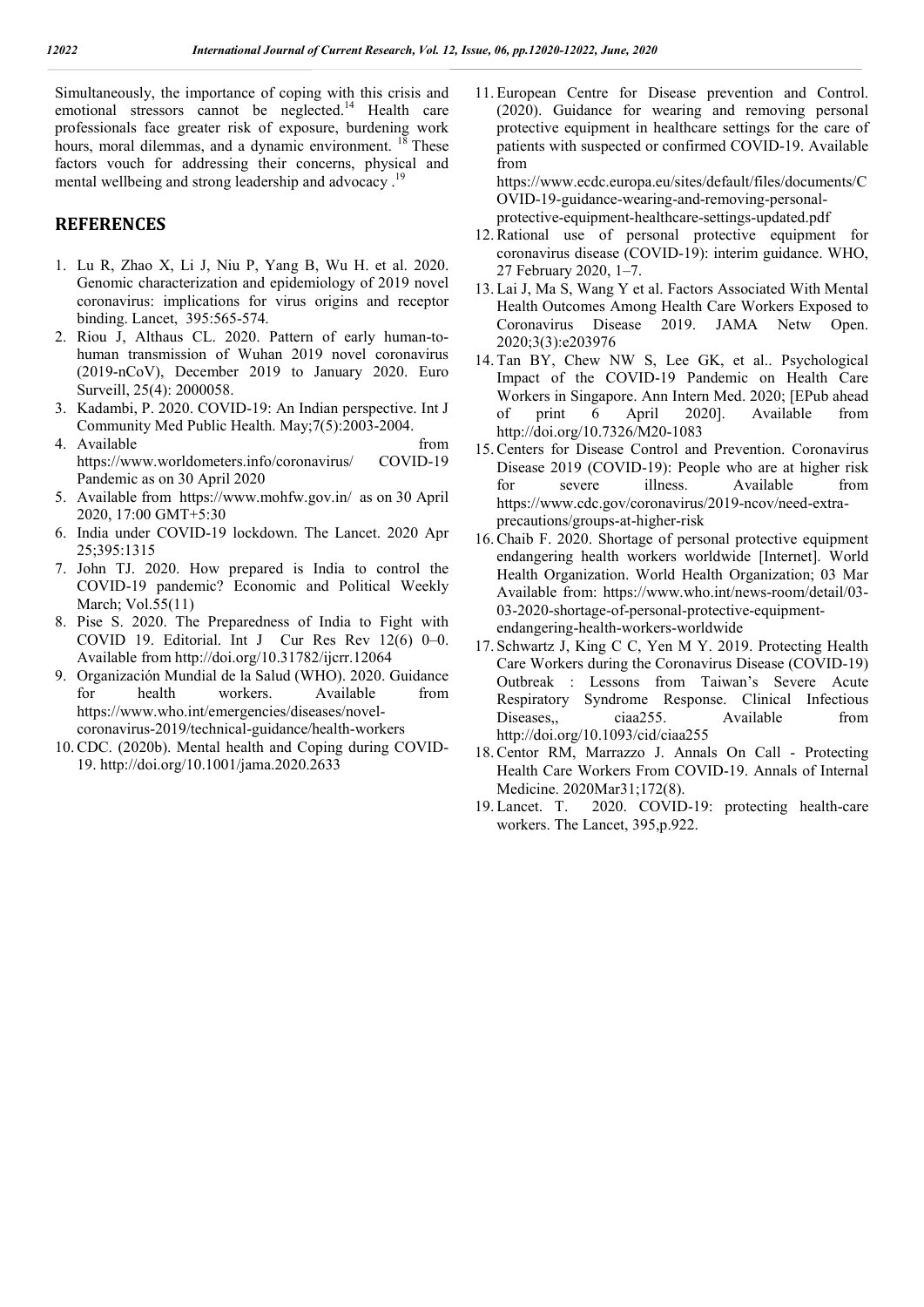Simultaneously, the importance of coping with this crisis and emotional stressors cannot be neglected.[14] Health care professionals face greater risk of exposure, burdening work hours, moral dilemmas, and a dynamic environment. [18] These factors vouch for addressing their concerns, physical and mental wellbeing and strong leadership and advocacy .[19]

## REFERENCES

1. Lu R, Zhao X, Li J, Niu P, Yang B, Wu H. et al. 2020. Genomic characterization and epidemiology of 2019 novel coronavirus: implications for virus origins and receptor binding. Lancet, 395:565-574.
2. Riou J, Althaus CL. 2020. Pattern of early human-to-human transmission of Wuhan 2019 novel coronavirus (2019-nCoV), December 2019 to January 2020. Euro Surveill, 25(4): 2000058.
3. Kadambi, P. 2020. COVID-19: An Indian perspective. Int J Community Med Public Health. May;7(5):2003-2004.
4. Available from https://www.worldometers.info/coronavirus/ COVID-19 Pandemic as on 30 April 2020
5. Available from https://www.mohfw.gov.in/ as on 30 April 2020, 17:00 GMT+5:30
6. India under COVID-19 lockdown. The Lancet. 2020 Apr 25;395:1315
7. John TJ. 2020. How prepared is India to control the COVID-19 pandemic? Economic and Political Weekly March; Vol.55(11)
8. Pise S. 2020. The Preparedness of India to Fight with COVID 19. Editorial. Int J Cur Res Rev 12(6) 0–0. Available from http://doi.org/10.31782/ijcrr.12064
9. Organización Mundial de la Salud (WHO). 2020. Guidance for health workers. Available from https://www.who.int/emergencies/diseases/novel-coronavirus-2019/technical-guidance/health-workers
10. CDC. (2020b). Mental health and Coping during COVID-19. http://doi.org/10.1001/jama.2020.2633
11. European Centre for Disease prevention and Control. (2020). Guidance for wearing and removing personal protective equipment in healthcare settings for the care of patients with suspected or confirmed COVID-19. Available from https://www.ecdc.europa.eu/sites/default/files/documents/COVID-19-guidance-wearing-and-removing-personal-protective-equipment-healthcare-settings-updated.pdf
12. Rational use of personal protective equipment for coronavirus disease (COVID-19): interim guidance. WHO, 27 February 2020, 1–7.
13. Lai J, Ma S, Wang Y et al. Factors Associated With Mental Health Outcomes Among Health Care Workers Exposed to Coronavirus Disease 2019. JAMA Netw Open. 2020;3(3):e203976
14. Tan BY, Chew NW S, Lee GK, et al.. Psychological Impact of the COVID-19 Pandemic on Health Care Workers in Singapore. Ann Intern Med. 2020; [EPub ahead of print 6 April 2020]. Available from http://doi.org/10.7326/M20-1083
15. Centers for Disease Control and Prevention. Coronavirus Disease 2019 (COVID-19): People who are at higher risk for severe illness. Available from https://www.cdc.gov/coronavirus/2019-ncov/need-extra-precautions/groups-at-higher-risk
16. Chaib F. 2020. Shortage of personal protective equipment endangering health workers worldwide [Internet]. World Health Organization. World Health Organization; 03 Mar Available from: https://www.who.int/news-room/detail/03-03-2020-shortage-of-personal-protective-equipment-endangering-health-workers-worldwide
17. Schwartz J, King C C, Yen M Y. 2019. Protecting Health Care Workers during the Coronavirus Disease (COVID-19) Outbreak : Lessons from Taiwan's Severe Acute Respiratory Syndrome Response. Clinical Infectious Diseases,, ciaa255. Available from http://doi.org/10.1093/cid/ciaa255
18. Centor RM, Marrazzo J. Annals On Call - Protecting Health Care Workers From COVID-19. Annals of Internal Medicine. 2020Mar31;172(8).
19. Lancet. T. 2020. COVID-19: protecting health-care workers. The Lancet, 395,p.922.